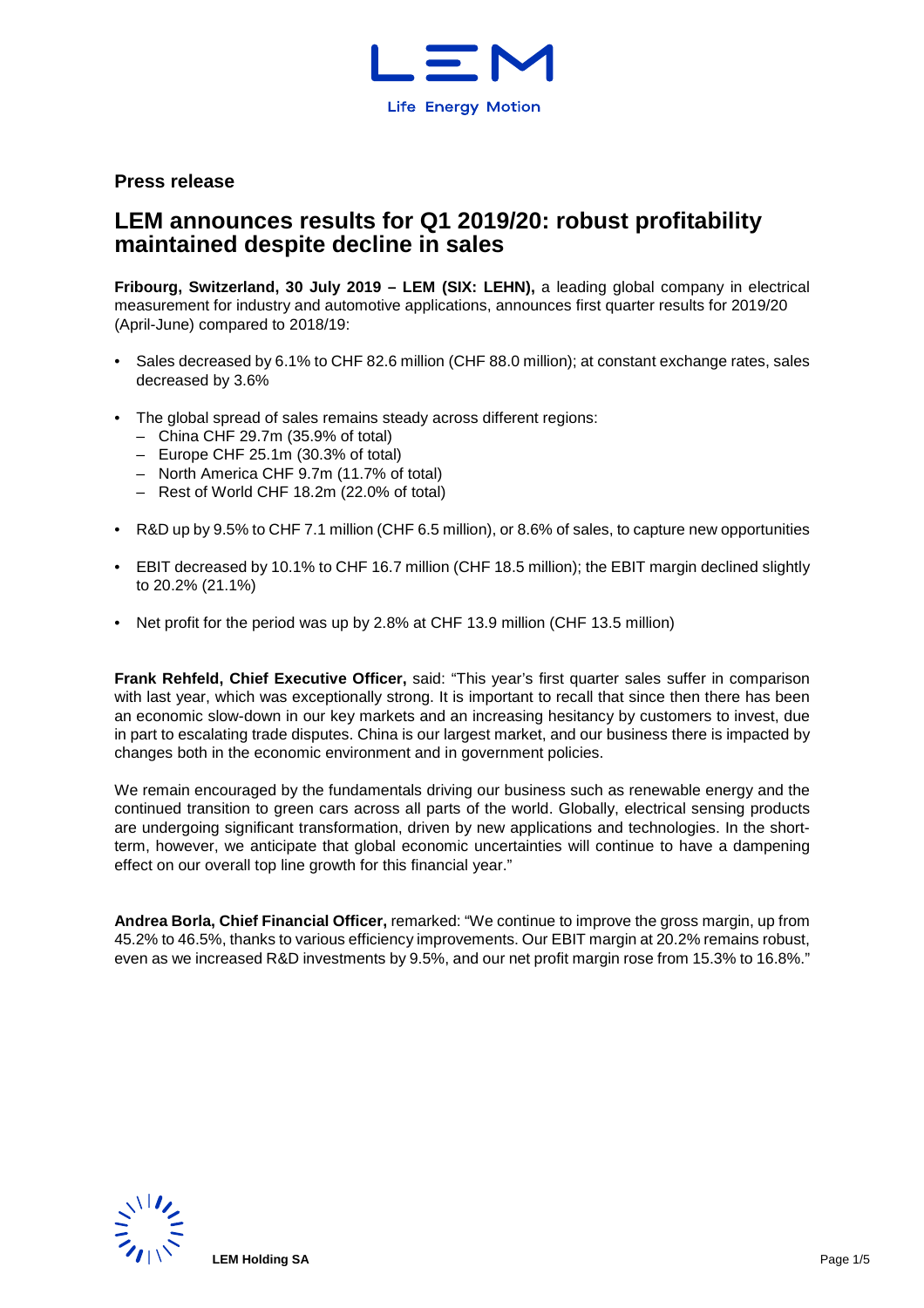**Press release**

# LEM announces results for Q1 2019/20: robust profitability maintained despite decline in sales

**Fribourg, Switzerland, 30 July 2019 – LEM (SIX: LEHN),** a leading global company in electrical measurement for industry and automotive applications, announces first quarter results for 2019/20 (April-June) compared to 2018/19:

- Sales decreased by 6.1% to CHF 82.6 million (CHF 88.0 million); at constant exchange rates, sales decreased by 3.6%
- The global spread of sales remains steady across different regions:
  - China CHF 29.7m (35.9% of total)
  - Europe CHF 25.1m (30.3% of total)
  - North America CHF 9.7m (11.7% of total)
  - Rest of World CHF 18.2m (22.0% of total)
- R&D up by 9.5% to CHF 7.1 million (CHF 6.5 million), or 8.6% of sales, to capture new opportunities
- EBIT decreased by 10.1% to CHF 16.7 million (CHF 18.5 million); the EBIT margin declined slightly to 20.2% (21.1%)
- Net profit for the period was up by 2.8% at CHF 13.9 million (CHF 13.5 million)

**Frank Rehfeld, Chief Executive Officer,** said: "This year's first quarter sales suffer in comparison with last year, which was exceptionally strong. It is important to recall that since then there has been an economic slow-down in our key markets and an increasing hesitancy by customers to invest, due in part to escalating trade disputes. China is our largest market, and our business there is impacted by changes both in the economic environment and in government policies.

We remain encouraged by the fundamentals driving our business such as renewable energy and the continued transition to green cars across all parts of the world. Globally, electrical sensing products are undergoing significant transformation, driven by new applications and technologies. In the short-term, however, we anticipate that global economic uncertainties will continue to have a dampening effect on our overall top line growth for this financial year."

**Andrea Borla, Chief Financial Officer,** remarked: "We continue to improve the gross margin, up from 45.2% to 46.5%, thanks to various efficiency improvements. Our EBIT margin at 20.2% remains robust, even as we increased R&D investments by 9.5%, and our net profit margin rose from 15.3% to 16.8%."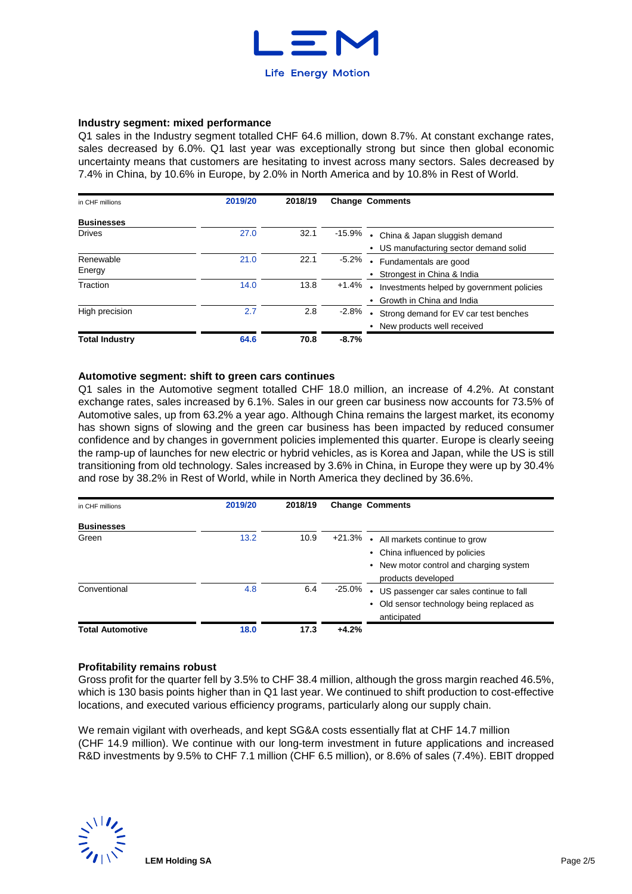### Industry segment: mixed performance

Q1 sales in the Industry segment totalled CHF 64.6 million, down 8.7%. At constant exchange rates, sales decreased by 6.0%. Q1 last year was exceptionally strong but since then global economic uncertainty means that customers are hesitating to invest across many sectors. Sales decreased by 7.4% in China, by 10.6% in Europe, by 2.0% in North America and by 10.8% in Rest of World.

| in CHF millions | 2019/20 | 2018/19 | Change | Comments |
|---|---|---|---|---|
| **Businesses** | | | | |
| Drives | 27.0 | 32.1 | -15.9% | • China & Japan sluggish demand<br>• US manufacturing sector demand solid |
| Renewable Energy | 21.0 | 22.1 | -5.2% | • Fundamentals are good<br>• Strongest in China & India |
| Traction | 14.0 | 13.8 | +1.4% | • Investments helped by government policies<br>• Growth in China and India |
| High precision | 2.7 | 2.8 | -2.8% | • Strong demand for EV car test benches<br>• New products well received |
| **Total Industry** | **64.6** | **70.8** | **-8.7%** | |

### Automotive segment: shift to green cars continues

Q1 sales in the Automotive segment totalled CHF 18.0 million, an increase of 4.2%. At constant exchange rates, sales increased by 6.1%. Sales in our green car business now accounts for 73.5% of Automotive sales, up from 63.2% a year ago. Although China remains the largest market, its economy has shown signs of slowing and the green car business has been impacted by reduced consumer confidence and by changes in government policies implemented this quarter. Europe is clearly seeing the ramp-up of launches for new electric or hybrid vehicles, as is Korea and Japan, while the US is still transitioning from old technology. Sales increased by 3.6% in China, in Europe they were up by 30.4% and rose by 38.2% in Rest of World, while in North America they declined by 36.6%.

| in CHF millions | 2019/20 | 2018/19 | Change | Comments |
|---|---|---|---|---|
| **Businesses** | | | | |
| Green | 13.2 | 10.9 | +21.3% | • All markets continue to grow<br>• China influenced by policies<br>• New motor control and charging system products developed |
| Conventional | 4.8 | 6.4 | -25.0% | • US passenger car sales continue to fall<br>• Old sensor technology being replaced as anticipated |
| **Total Automotive** | **18.0** | **17.3** | **+4.2%** | |

### Profitability remains robust

Gross profit for the quarter fell by 3.5% to CHF 38.4 million, although the gross margin reached 46.5%, which is 130 basis points higher than in Q1 last year. We continued to shift production to cost-effective locations, and executed various efficiency programs, particularly along our supply chain.

We remain vigilant with overheads, and kept SG&A costs essentially flat at CHF 14.7 million (CHF 14.9 million). We continue with our long-term investment in future applications and increased R&D investments by 9.5% to CHF 7.1 million (CHF 6.5 million), or 8.6% of sales (7.4%). EBIT dropped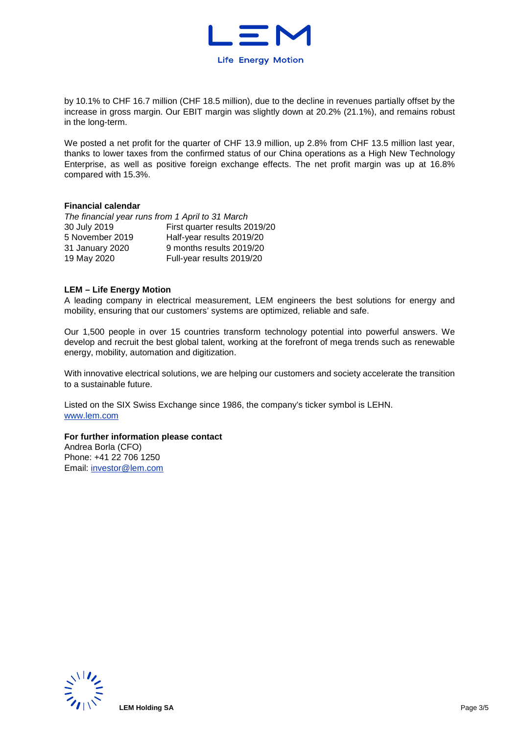by 10.1% to CHF 16.7 million (CHF 18.5 million), due to the decline in revenues partially offset by the increase in gross margin. Our EBIT margin was slightly down at 20.2% (21.1%), and remains robust in the long-term.

We posted a net profit for the quarter of CHF 13.9 million, up 2.8% from CHF 13.5 million last year, thanks to lower taxes from the confirmed status of our China operations as a High New Technology Enterprise, as well as positive foreign exchange effects. The net profit margin was up at 16.8% compared with 15.3%.

**Financial calendar**

*The financial year runs from 1 April to 31 March*

| | |
|---|---|
| 30 July 2019 | First quarter results 2019/20 |
| 5 November 2019 | Half-year results 2019/20 |
| 31 January 2020 | 9 months results 2019/20 |
| 19 May 2020 | Full-year results 2019/20 |

**LEM – Life Energy Motion**

A leading company in electrical measurement, LEM engineers the best solutions for energy and mobility, ensuring that our customers' systems are optimized, reliable and safe.

Our 1,500 people in over 15 countries transform technology potential into powerful answers. We develop and recruit the best global talent, working at the forefront of mega trends such as renewable energy, mobility, automation and digitization.

With innovative electrical solutions, we are helping our customers and society accelerate the transition to a sustainable future.

Listed on the SIX Swiss Exchange since 1986, the company's ticker symbol is LEHN.
www.lem.com

**For further information please contact**
Andrea Borla (CFO)
Phone: +41 22 706 1250
Email: investor@lem.com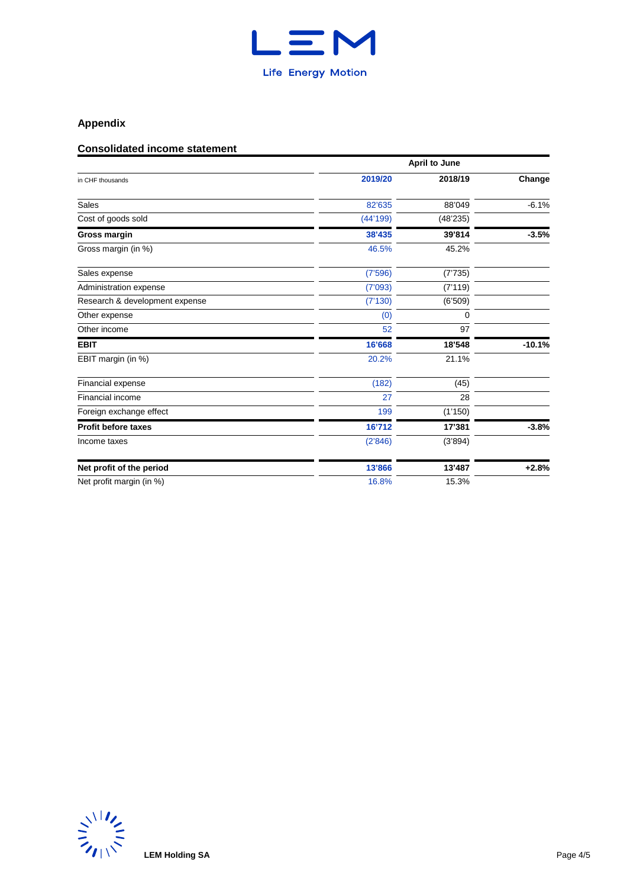## Appendix

### Consolidated income statement

| in CHF thousands | April to June | | |
|---|---|---|---|
| | **2019/20** | **2018/19** | **Change** |
| Sales | 82'635 | 88'049 | -6.1% |
| Cost of goods sold | (44'199) | (48'235) | |
| **Gross margin** | **38'435** | **39'814** | **-3.5%** |
| Gross margin (in %) | 46.5% | 45.2% | |
| Sales expense | (7'596) | (7'735) | |
| Administration expense | (7'093) | (7'119) | |
| Research & development expense | (7'130) | (6'509) | |
| Other expense | (0) | 0 | |
| Other income | 52 | 97 | |
| **EBIT** | **16'668** | **18'548** | **-10.1%** |
| EBIT margin (in %) | 20.2% | 21.1% | |
| Financial expense | (182) | (45) | |
| Financial income | 27 | 28 | |
| Foreign exchange effect | 199 | (1'150) | |
| **Profit before taxes** | **16'712** | **17'381** | **-3.8%** |
| Income taxes | (2'846) | (3'894) | |
| **Net profit of the period** | **13'866** | **13'487** | **+2.8%** |
| Net profit margin (in %) | 16.8% | 15.3% | |

LEM Holding SA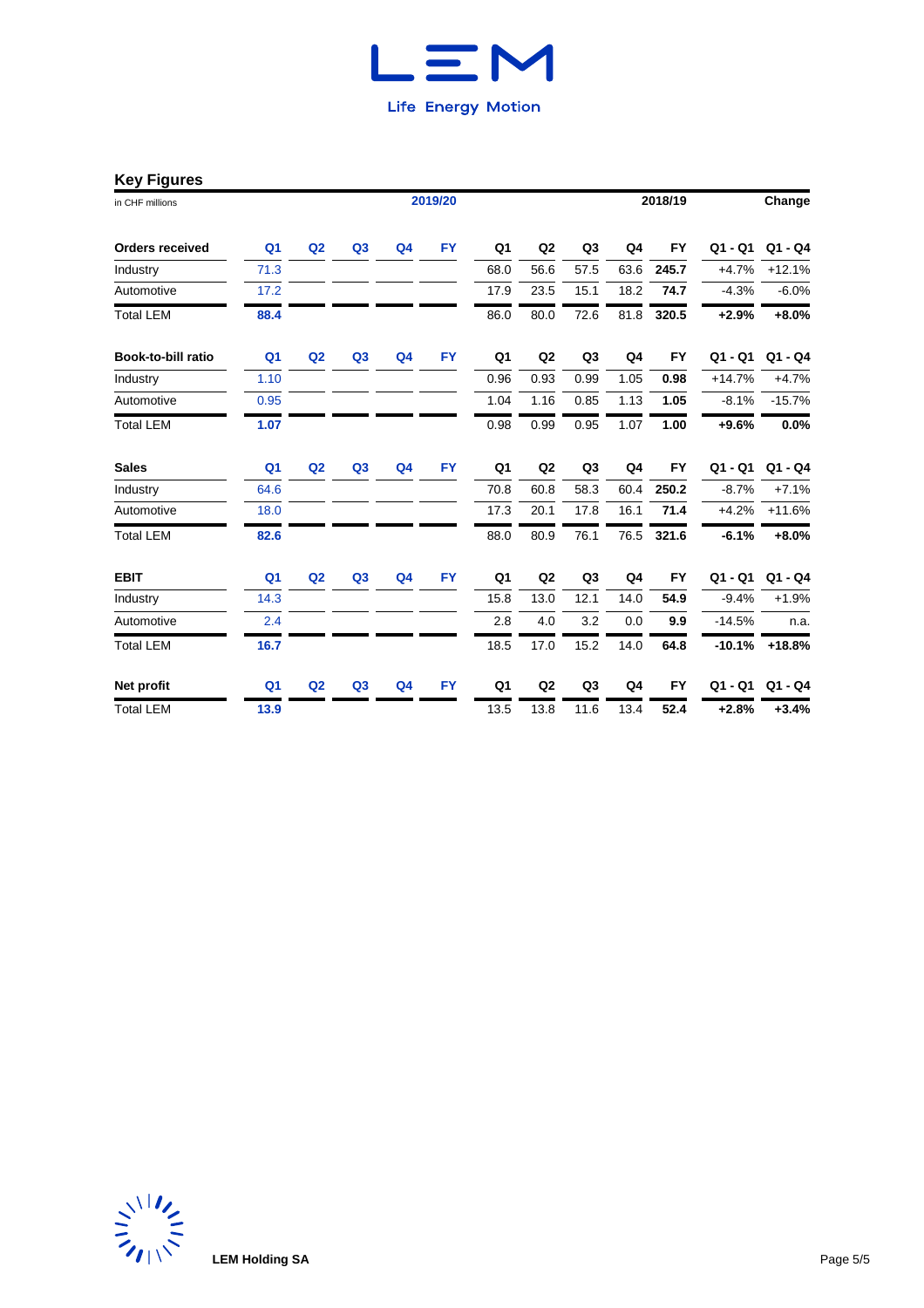## Key Figures

in CHF millions

| | 2019/20 | | | | | 2018/19 | | | | | Change | |
|---|---|---|---|---|---|---|---|---|---|---|---|---|
| **Orders received** | **Q1** | **Q2** | **Q3** | **Q4** | **FY** | **Q1** | **Q2** | **Q3** | **Q4** | **FY** | **Q1 - Q1** | **Q1 - Q4** |
| Industry | 71.3 | | | | | 68.0 | 56.6 | 57.5 | 63.6 | **245.7** | +4.7% | +12.1% |
| Automotive | 17.2 | | | | | 17.9 | 23.5 | 15.1 | 18.2 | **74.7** | -4.3% | -6.0% |
| Total LEM | **88.4** | | | | | 86.0 | 80.0 | 72.6 | 81.8 | **320.5** | **+2.9%** | **+8.0%** |
| **Book-to-bill ratio** | **Q1** | **Q2** | **Q3** | **Q4** | **FY** | **Q1** | **Q2** | **Q3** | **Q4** | **FY** | **Q1 - Q1** | **Q1 - Q4** |
| Industry | 1.10 | | | | | 0.96 | 0.93 | 0.99 | 1.05 | **0.98** | +14.7% | +4.7% |
| Automotive | 0.95 | | | | | 1.04 | 1.16 | 0.85 | 1.13 | **1.05** | -8.1% | -15.7% |
| Total LEM | **1.07** | | | | | 0.98 | 0.99 | 0.95 | 1.07 | **1.00** | **+9.6%** | **0.0%** |
| **Sales** | **Q1** | **Q2** | **Q3** | **Q4** | **FY** | **Q1** | **Q2** | **Q3** | **Q4** | **FY** | **Q1 - Q1** | **Q1 - Q4** |
| Industry | 64.6 | | | | | 70.8 | 60.8 | 58.3 | 60.4 | **250.2** | -8.7% | +7.1% |
| Automotive | 18.0 | | | | | 17.3 | 20.1 | 17.8 | 16.1 | **71.4** | +4.2% | +11.6% |
| Total LEM | **82.6** | | | | | 88.0 | 80.9 | 76.1 | 76.5 | **321.6** | **-6.1%** | **+8.0%** |
| **EBIT** | **Q1** | **Q2** | **Q3** | **Q4** | **FY** | **Q1** | **Q2** | **Q3** | **Q4** | **FY** | **Q1 - Q1** | **Q1 - Q4** |
| Industry | 14.3 | | | | | 15.8 | 13.0 | 12.1 | 14.0 | **54.9** | -9.4% | +1.9% |
| Automotive | 2.4 | | | | | 2.8 | 4.0 | 3.2 | 0.0 | **9.9** | -14.5% | n.a. |
| Total LEM | **16.7** | | | | | 18.5 | 17.0 | 15.2 | 14.0 | **64.8** | **-10.1%** | **+18.8%** |
| **Net profit** | **Q1** | **Q2** | **Q3** | **Q4** | **FY** | **Q1** | **Q2** | **Q3** | **Q4** | **FY** | **Q1 - Q1** | **Q1 - Q4** |
| Total LEM | **13.9** | | | | | 13.5 | 13.8 | 11.6 | 13.4 | **52.4** | **+2.8%** | **+3.4%** |